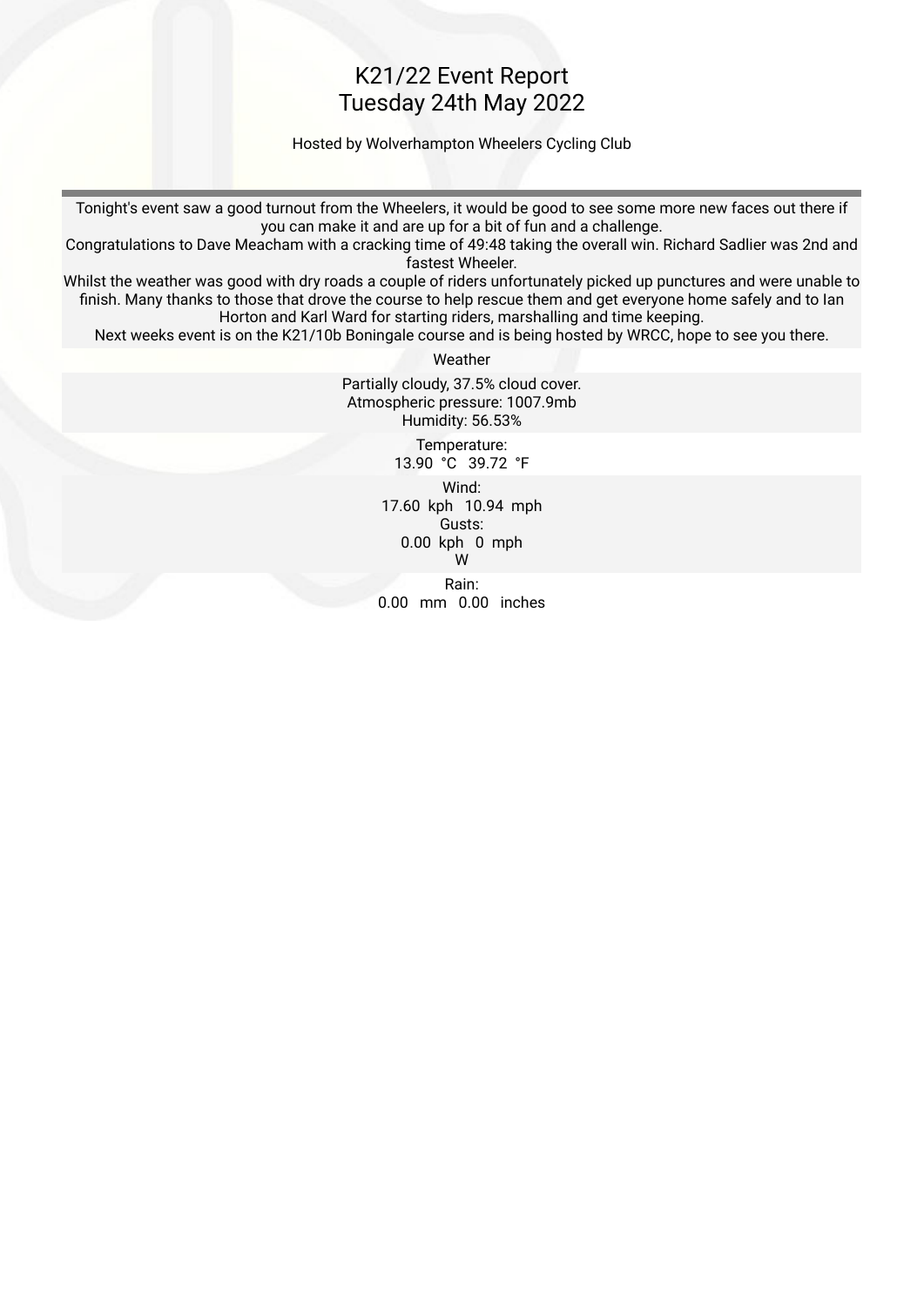# K21/22 Event Report
# Tuesday 24th May 2022

Hosted by Wolverhampton Wheelers Cycling Club

Tonight's event saw a good turnout from the Wheelers, it would be good to see some more new faces out there if you can make it and are up for a bit of fun and a challenge.
Congratulations to Dave Meacham with a cracking time of 49:48 taking the overall win. Richard Sadlier was 2nd and fastest Wheeler.
Whilst the weather was good with dry roads a couple of riders unfortunately picked up punctures and were unable to finish. Many thanks to those that drove the course to help rescue them and get everyone home safely and to Ian Horton and Karl Ward for starting riders, marshalling and time keeping.
Next weeks event is on the K21/10b Boningale course and is being hosted by WRCC, hope to see you there.

Weather

Partially cloudy, 37.5% cloud cover.
Atmospheric pressure: 1007.9mb
Humidity: 56.53%

Temperature:
13.90 °C 39.72 °F

Wind:
17.60 kph 10.94 mph
Gusts:
0.00 kph 0 mph
W

Rain:
0.00 mm 0.00 inches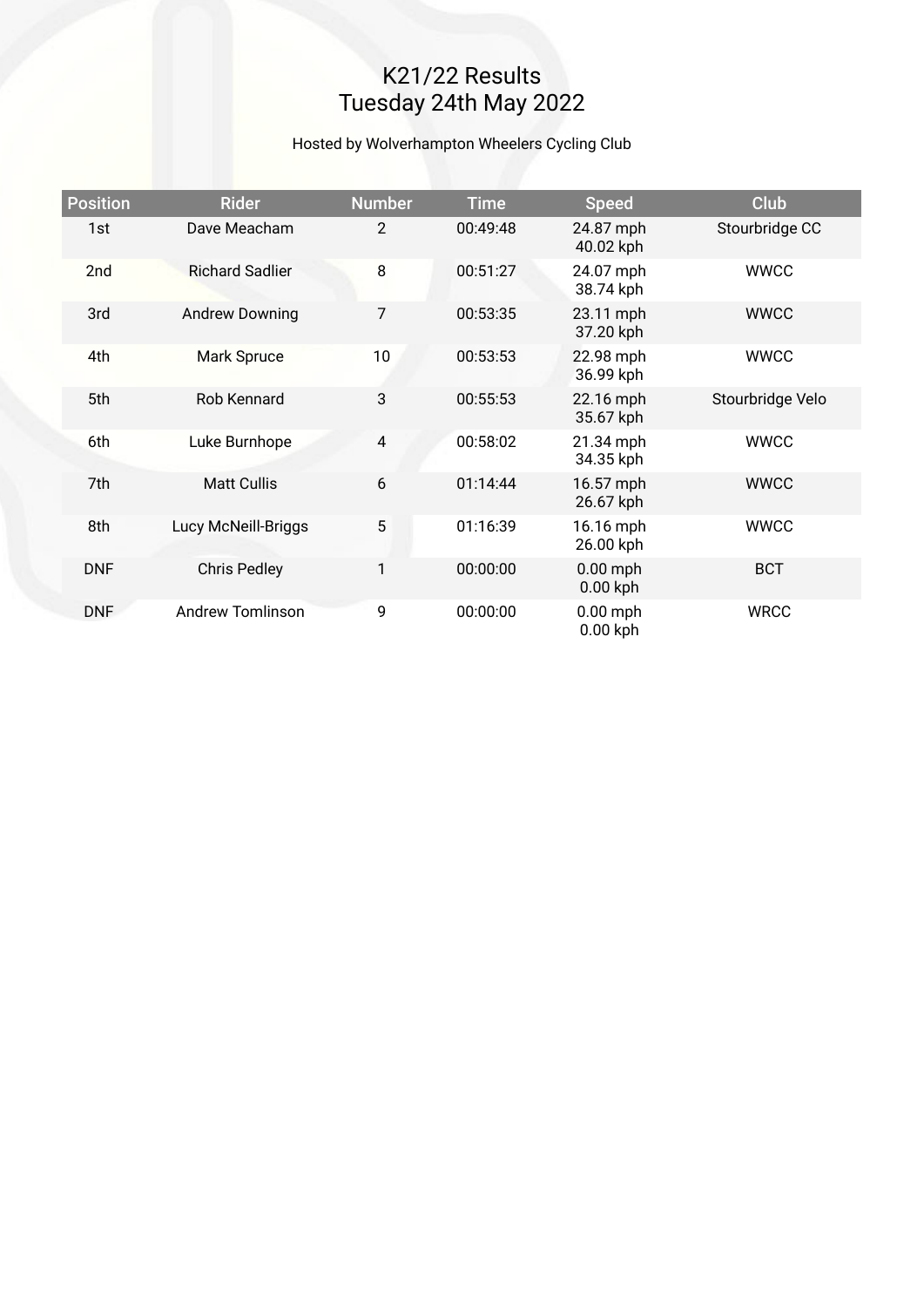# K21/22 Results
## Tuesday 24th May 2022

Hosted by Wolverhampton Wheelers Cycling Club

| Position | Rider | Number | Time | Speed | Club |
| --- | --- | --- | --- | --- | --- |
| 1st | Dave Meacham | 2 | 00:49:48 | 24.87 mph 40.02 kph | Stourbridge CC |
| 2nd | Richard Sadlier | 8 | 00:51:27 | 24.07 mph 38.74 kph | WWCC |
| 3rd | Andrew Downing | 7 | 00:53:35 | 23.11 mph 37.20 kph | WWCC |
| 4th | Mark Spruce | 10 | 00:53:53 | 22.98 mph 36.99 kph | WWCC |
| 5th | Rob Kennard | 3 | 00:55:53 | 22.16 mph 35.67 kph | Stourbridge Velo |
| 6th | Luke Burnhope | 4 | 00:58:02 | 21.34 mph 34.35 kph | WWCC |
| 7th | Matt Cullis | 6 | 01:14:44 | 16.57 mph 26.67 kph | WWCC |
| 8th | Lucy McNeill-Briggs | 5 | 01:16:39 | 16.16 mph 26.00 kph | WWCC |
| DNF | Chris Pedley | 1 | 00:00:00 | 0.00 mph 0.00 kph | BCT |
| DNF | Andrew Tomlinson | 9 | 00:00:00 | 0.00 mph 0.00 kph | WRCC |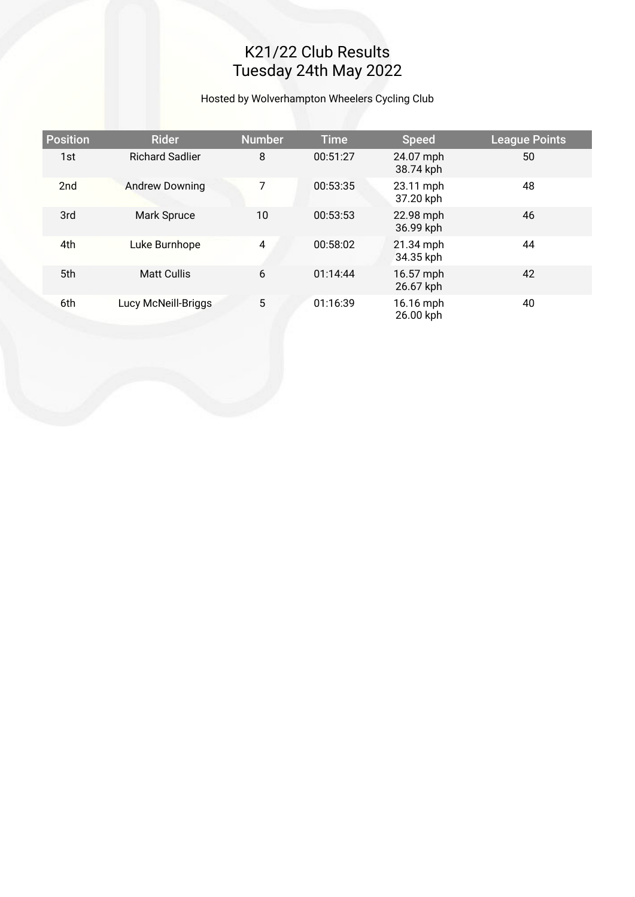# K21/22 Club Results
# Tuesday 24th May 2022

Hosted by Wolverhampton Wheelers Cycling Club

| Position | Rider | Number | Time | Speed | League Points |
|---|---|---|---|---|---|
| 1st | Richard Sadlier | 8 | 00:51:27 | 24.07 mph 38.74 kph | 50 |
| 2nd | Andrew Downing | 7 | 00:53:35 | 23.11 mph 37.20 kph | 48 |
| 3rd | Mark Spruce | 10 | 00:53:53 | 22.98 mph 36.99 kph | 46 |
| 4th | Luke Burnhope | 4 | 00:58:02 | 21.34 mph 34.35 kph | 44 |
| 5th | Matt Cullis | 6 | 01:14:44 | 16.57 mph 26.67 kph | 42 |
| 6th | Lucy McNeill-Briggs | 5 | 01:16:39 | 16.16 mph 26.00 kph | 40 |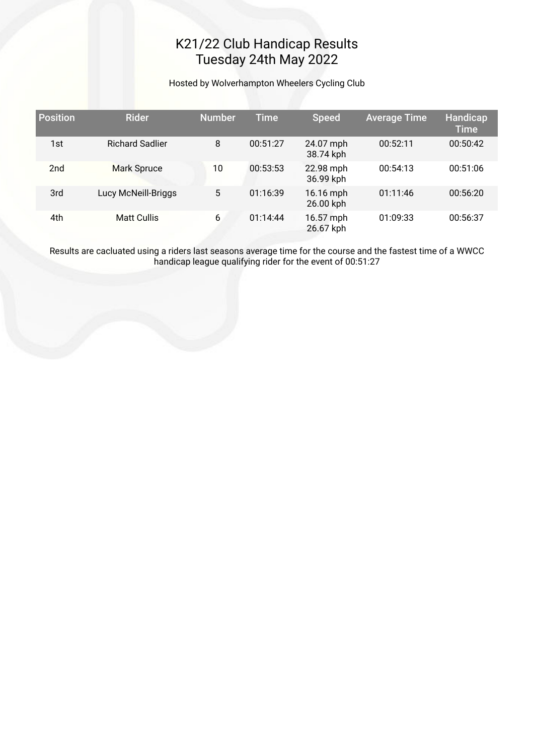# K21/22 Club Handicap Results
# Tuesday 24th May 2022

Hosted by Wolverhampton Wheelers Cycling Club

| Position | Rider | Number | Time | Speed | Average Time | Handicap Time |
|---|---|---|---|---|---|---|
| 1st | Richard Sadlier | 8 | 00:51:27 | 24.07 mph 38.74 kph | 00:52:11 | 00:50:42 |
| 2nd | Mark Spruce | 10 | 00:53:53 | 22.98 mph 36.99 kph | 00:54:13 | 00:51:06 |
| 3rd | Lucy McNeill-Briggs | 5 | 01:16:39 | 16.16 mph 26.00 kph | 01:11:46 | 00:56:20 |
| 4th | Matt Cullis | 6 | 01:14:44 | 16.57 mph 26.67 kph | 01:09:33 | 00:56:37 |

Results are cacluated using a riders last seasons average time for the course and the fastest time of a WWCC handicap league qualifying rider for the event of 00:51:27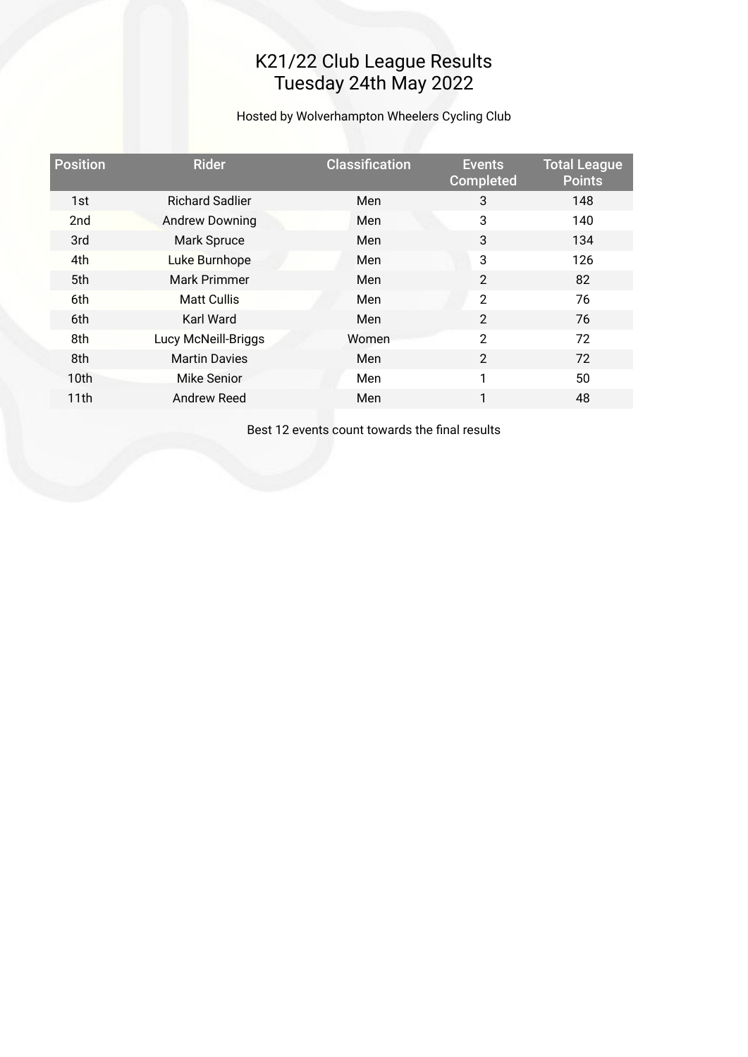# K21/22 Club League Results
# Tuesday 24th May 2022

Hosted by Wolverhampton Wheelers Cycling Club

| Position | Rider | Classification | Events Completed | Total League Points |
|---|---|---|---|---|
| 1st | Richard Sadlier | Men | 3 | 148 |
| 2nd | Andrew Downing | Men | 3 | 140 |
| 3rd | Mark Spruce | Men | 3 | 134 |
| 4th | Luke Burnhope | Men | 3 | 126 |
| 5th | Mark Primmer | Men | 2 | 82 |
| 6th | Matt Cullis | Men | 2 | 76 |
| 6th | Karl Ward | Men | 2 | 76 |
| 8th | Lucy McNeill-Briggs | Women | 2 | 72 |
| 8th | Martin Davies | Men | 2 | 72 |
| 10th | Mike Senior | Men | 1 | 50 |
| 11th | Andrew Reed | Men | 1 | 48 |

Best 12 events count towards the final results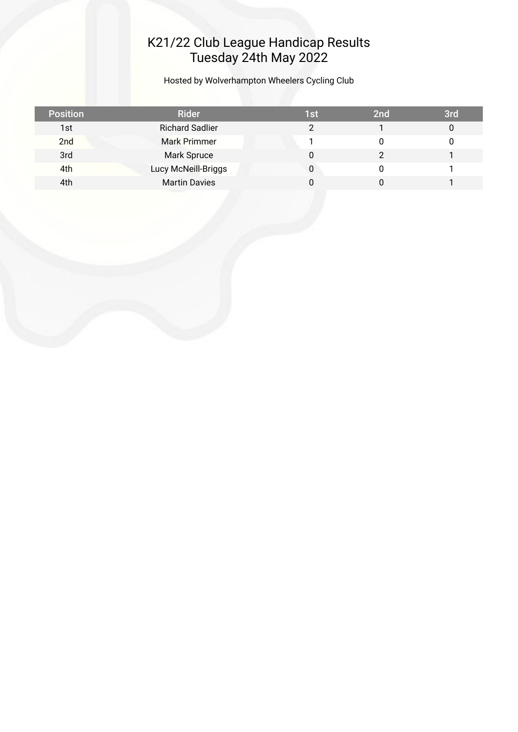# K21/22 Club League Handicap Results
# Tuesday 24th May 2022

Hosted by Wolverhampton Wheelers Cycling Club

| Position | Rider | 1st | 2nd | 3rd |
|---|---|---|---|---|
| 1st | Richard Sadlier | 2 | 1 | 0 |
| 2nd | Mark Primmer | 1 | 0 | 0 |
| 3rd | Mark Spruce | 0 | 2 | 1 |
| 4th | Lucy McNeill-Briggs | 0 | 0 | 1 |
| 4th | Martin Davies | 0 | 0 | 1 |